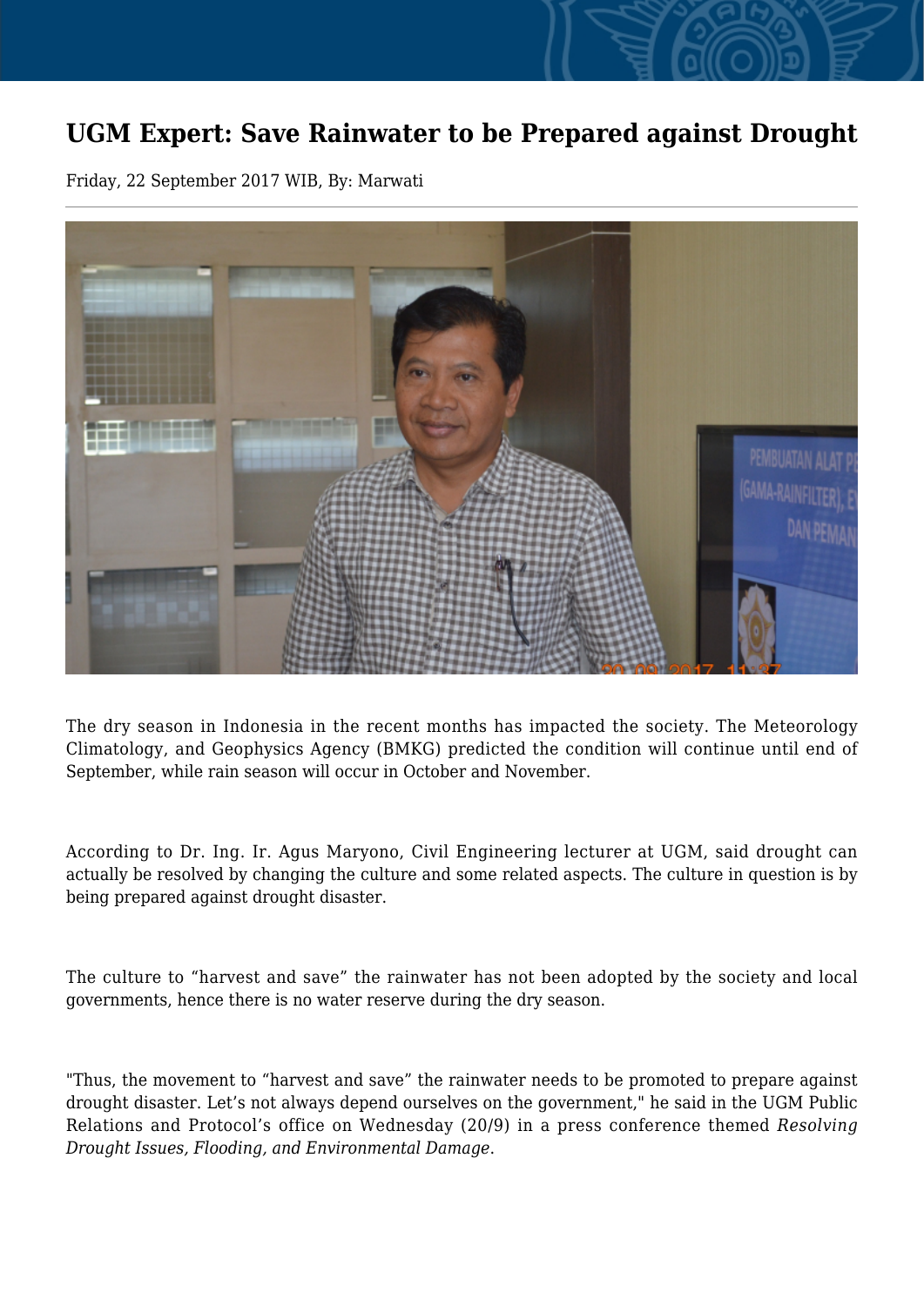# UGM Expert: Save Rainwater to be Prepared against Drought

Friday, 22 September 2017 WIB, By: Marwati

The dry season in Indonesia in the recent months has impacted the society. The Meteorology Climatology, and Geophysics Agency (BMKG) predicted the condition will continue until end of September, while rain season will occur in October and November.

According to Dr. Ing. Ir. Agus Maryono, Civil Engineering lecturer at UGM, said drought can actually be resolved by changing the culture and some related aspects. The culture in question is by being prepared against drought disaster.

The culture to "harvest and save" the rainwater has not been adopted by the society and local governments, hence there is no water reserve during the dry season.

"Thus, the movement to "harvest and save" the rainwater needs to be promoted to prepare against drought disaster. Let's not always depend ourselves on the government," he said in the UGM Public Relations and Protocol's office on Wednesday (20/9) in a press conference themed *Resolving Drought Issues, Flooding, and Environmental Damage*.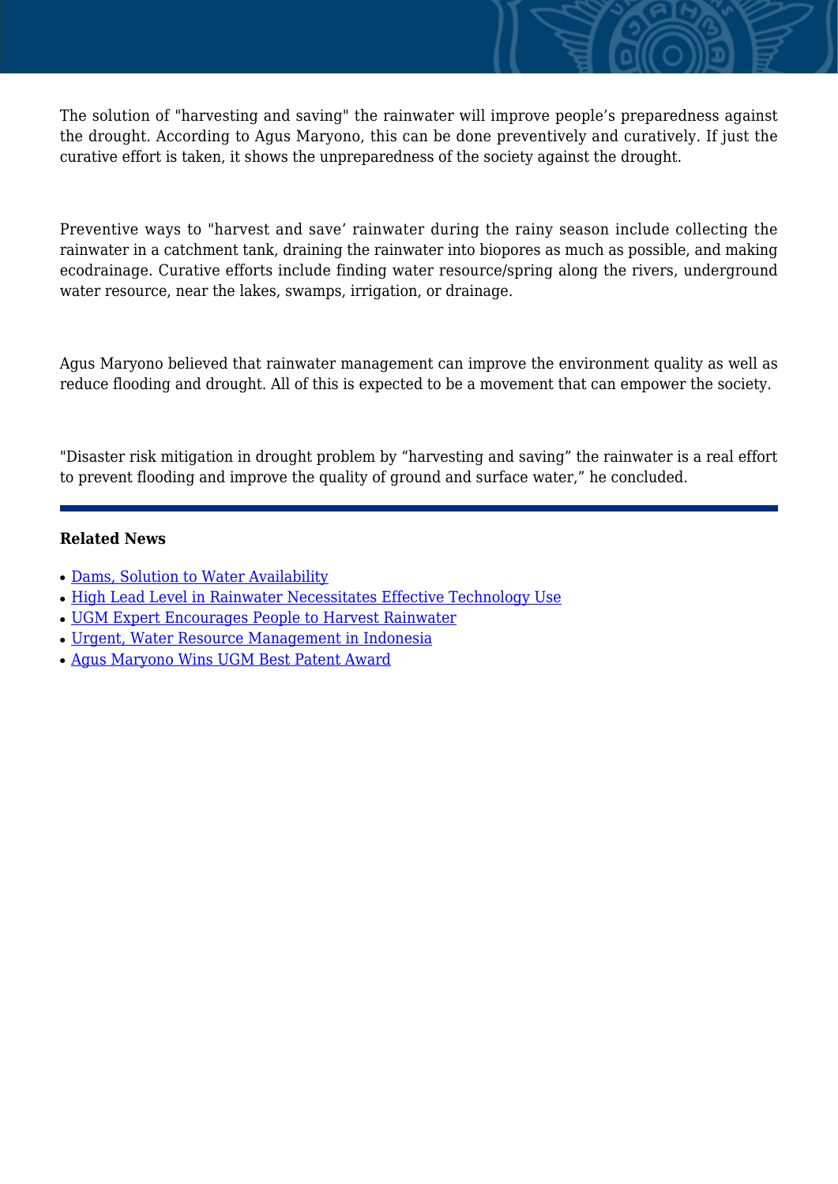The solution of "harvesting and saving" the rainwater will improve people's preparedness against the drought. According to Agus Maryono, this can be done preventively and curatively. If just the curative effort is taken, it shows the unpreparedness of the society against the drought.

Preventive ways to "harvest and save' rainwater during the rainy season include collecting the rainwater in a catchment tank, draining the rainwater into biopores as much as possible, and making ecodrainage. Curative efforts include finding water resource/spring along the rivers, underground water resource, near the lakes, swamps, irrigation, or drainage.

Agus Maryono believed that rainwater management can improve the environment quality as well as reduce flooding and drought. All of this is expected to be a movement that can empower the society.

"Disaster risk mitigation in drought problem by "harvesting and saving" the rainwater is a real effort to prevent flooding and improve the quality of ground and surface water," he concluded.

---

**Related News**

- Dams, Solution to Water Availability
- High Lead Level in Rainwater Necessitates Effective Technology Use
- UGM Expert Encourages People to Harvest Rainwater
- Urgent, Water Resource Management in Indonesia
- Agus Maryono Wins UGM Best Patent Award